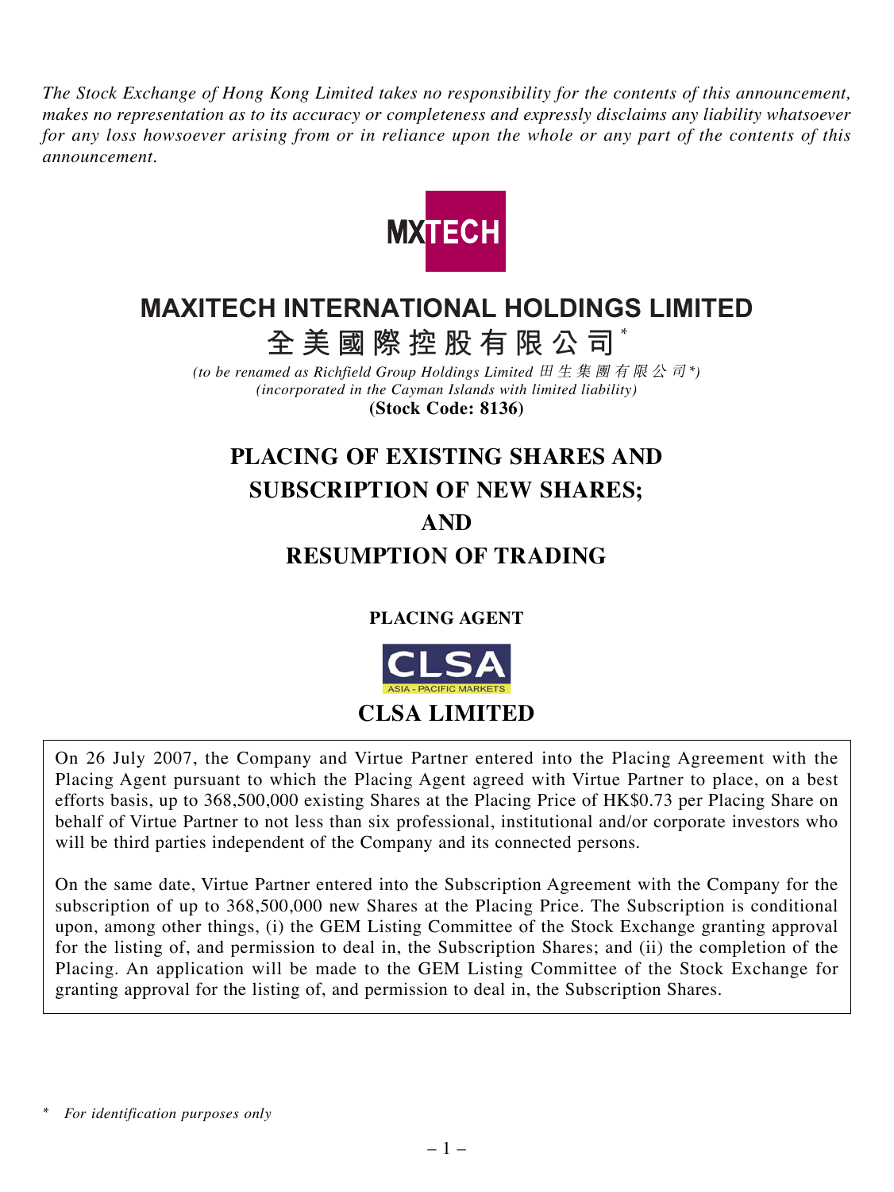*The Stock Exchange of Hong Kong Limited takes no responsibility for the contents of this announcement, makes no representation as to its accuracy or completeness and expressly disclaims any liability whatsoever for any loss howsoever arising from or in reliance upon the whole or any part of the contents of this announcement.*

# MAXITECH INTERNATIONAL HOLDINGS LIMITED
# 全美國際控股有限公司*

*(to be renamed as Richfield Group Holdings Limited 田生集團有限公司*)*
*(incorporated in the Cayman Islands with limited liability)*
**(Stock Code: 8136)**

# PLACING OF EXISTING SHARES AND SUBSCRIPTION OF NEW SHARES; AND RESUMPTION OF TRADING

**PLACING AGENT**

**CLSA LIMITED**

On 26 July 2007, the Company and Virtue Partner entered into the Placing Agreement with the Placing Agent pursuant to which the Placing Agent agreed with Virtue Partner to place, on a best efforts basis, up to 368,500,000 existing Shares at the Placing Price of HK$0.73 per Placing Share on behalf of Virtue Partner to not less than six professional, institutional and/or corporate investors who will be third parties independent of the Company and its connected persons.

On the same date, Virtue Partner entered into the Subscription Agreement with the Company for the subscription of up to 368,500,000 new Shares at the Placing Price. The Subscription is conditional upon, among other things, (i) the GEM Listing Committee of the Stock Exchange granting approval for the listing of, and permission to deal in, the Subscription Shares; and (ii) the completion of the Placing. An application will be made to the GEM Listing Committee of the Stock Exchange for granting approval for the listing of, and permission to deal in, the Subscription Shares.

\* *For identification purposes only*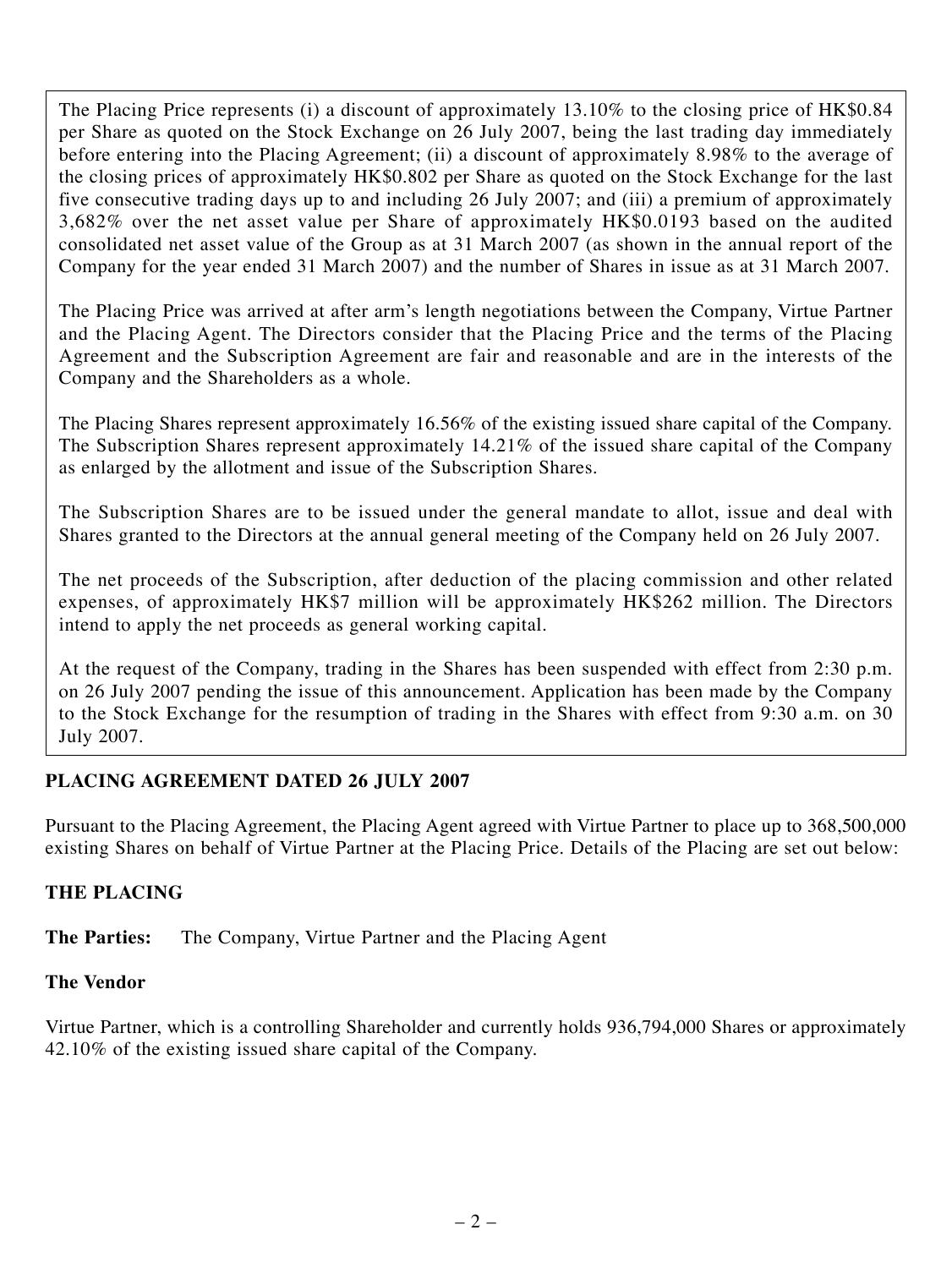The Placing Price represents (i) a discount of approximately 13.10% to the closing price of HK$0.84 per Share as quoted on the Stock Exchange on 26 July 2007, being the last trading day immediately before entering into the Placing Agreement; (ii) a discount of approximately 8.98% to the average of the closing prices of approximately HK$0.802 per Share as quoted on the Stock Exchange for the last five consecutive trading days up to and including 26 July 2007; and (iii) a premium of approximately 3,682% over the net asset value per Share of approximately HK$0.0193 based on the audited consolidated net asset value of the Group as at 31 March 2007 (as shown in the annual report of the Company for the year ended 31 March 2007) and the number of Shares in issue as at 31 March 2007.

The Placing Price was arrived at after arm's length negotiations between the Company, Virtue Partner and the Placing Agent. The Directors consider that the Placing Price and the terms of the Placing Agreement and the Subscription Agreement are fair and reasonable and are in the interests of the Company and the Shareholders as a whole.

The Placing Shares represent approximately 16.56% of the existing issued share capital of the Company. The Subscription Shares represent approximately 14.21% of the issued share capital of the Company as enlarged by the allotment and issue of the Subscription Shares.

The Subscription Shares are to be issued under the general mandate to allot, issue and deal with Shares granted to the Directors at the annual general meeting of the Company held on 26 July 2007.

The net proceeds of the Subscription, after deduction of the placing commission and other related expenses, of approximately HK$7 million will be approximately HK$262 million. The Directors intend to apply the net proceeds as general working capital.

At the request of the Company, trading in the Shares has been suspended with effect from 2:30 p.m. on 26 July 2007 pending the issue of this announcement. Application has been made by the Company to the Stock Exchange for the resumption of trading in the Shares with effect from 9:30 a.m. on 30 July 2007.

## PLACING AGREEMENT DATED 26 JULY 2007

Pursuant to the Placing Agreement, the Placing Agent agreed with Virtue Partner to place up to 368,500,000 existing Shares on behalf of Virtue Partner at the Placing Price. Details of the Placing are set out below:

## THE PLACING

**The Parties:** The Company, Virtue Partner and the Placing Agent

**The Vendor**

Virtue Partner, which is a controlling Shareholder and currently holds 936,794,000 Shares or approximately 42.10% of the existing issued share capital of the Company.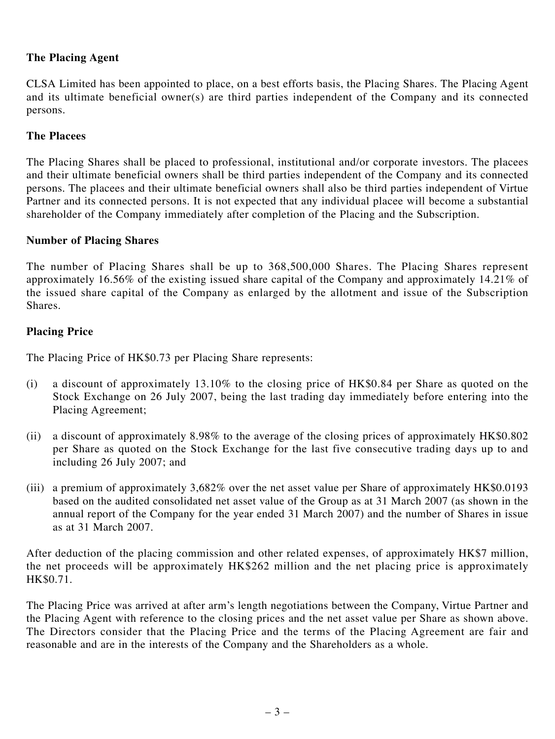**The Placing Agent**

CLSA Limited has been appointed to place, on a best efforts basis, the Placing Shares. The Placing Agent and its ultimate beneficial owner(s) are third parties independent of the Company and its connected persons.

**The Placees**

The Placing Shares shall be placed to professional, institutional and/or corporate investors. The placees and their ultimate beneficial owners shall be third parties independent of the Company and its connected persons. The placees and their ultimate beneficial owners shall also be third parties independent of Virtue Partner and its connected persons. It is not expected that any individual placee will become a substantial shareholder of the Company immediately after completion of the Placing and the Subscription.

**Number of Placing Shares**

The number of Placing Shares shall be up to 368,500,000 Shares. The Placing Shares represent approximately 16.56% of the existing issued share capital of the Company and approximately 14.21% of the issued share capital of the Company as enlarged by the allotment and issue of the Subscription Shares.

**Placing Price**

The Placing Price of HK$0.73 per Placing Share represents:

(i) a discount of approximately 13.10% to the closing price of HK$0.84 per Share as quoted on the Stock Exchange on 26 July 2007, being the last trading day immediately before entering into the Placing Agreement;

(ii) a discount of approximately 8.98% to the average of the closing prices of approximately HK$0.802 per Share as quoted on the Stock Exchange for the last five consecutive trading days up to and including 26 July 2007; and

(iii) a premium of approximately 3,682% over the net asset value per Share of approximately HK$0.0193 based on the audited consolidated net asset value of the Group as at 31 March 2007 (as shown in the annual report of the Company for the year ended 31 March 2007) and the number of Shares in issue as at 31 March 2007.

After deduction of the placing commission and other related expenses, of approximately HK$7 million, the net proceeds will be approximately HK$262 million and the net placing price is approximately HK$0.71.

The Placing Price was arrived at after arm's length negotiations between the Company, Virtue Partner and the Placing Agent with reference to the closing prices and the net asset value per Share as shown above. The Directors consider that the Placing Price and the terms of the Placing Agreement are fair and reasonable and are in the interests of the Company and the Shareholders as a whole.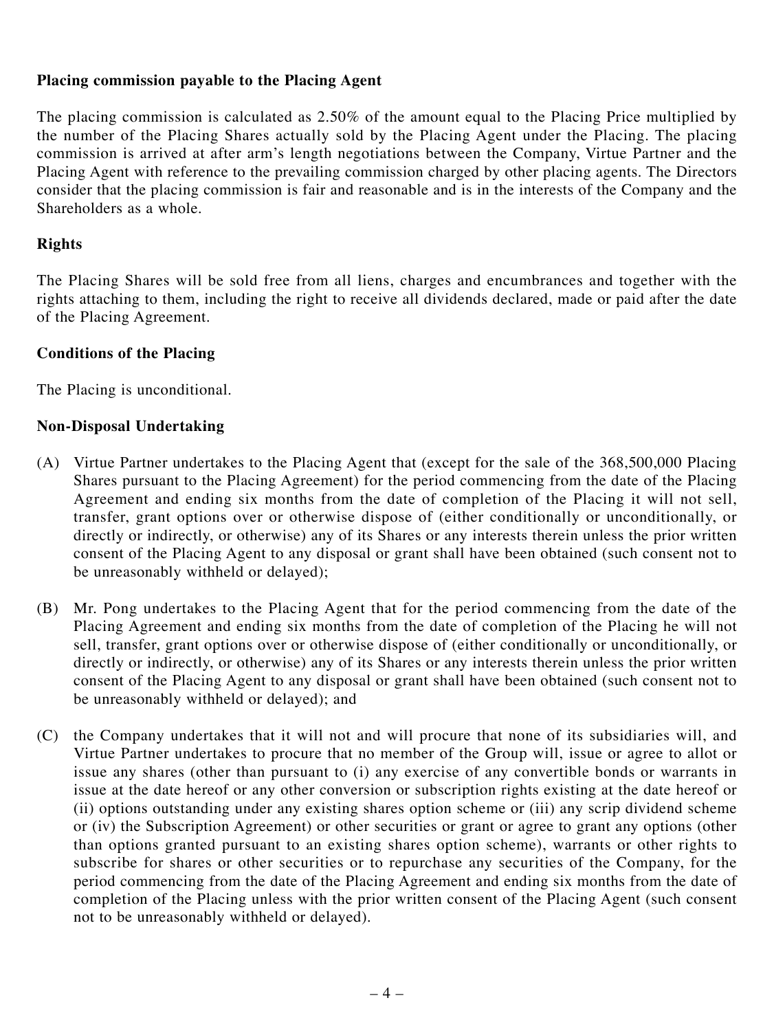**Placing commission payable to the Placing Agent**

The placing commission is calculated as 2.50% of the amount equal to the Placing Price multiplied by the number of the Placing Shares actually sold by the Placing Agent under the Placing. The placing commission is arrived at after arm's length negotiations between the Company, Virtue Partner and the Placing Agent with reference to the prevailing commission charged by other placing agents. The Directors consider that the placing commission is fair and reasonable and is in the interests of the Company and the Shareholders as a whole.

**Rights**

The Placing Shares will be sold free from all liens, charges and encumbrances and together with the rights attaching to them, including the right to receive all dividends declared, made or paid after the date of the Placing Agreement.

**Conditions of the Placing**

The Placing is unconditional.

**Non-Disposal Undertaking**

(A) Virtue Partner undertakes to the Placing Agent that (except for the sale of the 368,500,000 Placing Shares pursuant to the Placing Agreement) for the period commencing from the date of the Placing Agreement and ending six months from the date of completion of the Placing it will not sell, transfer, grant options over or otherwise dispose of (either conditionally or unconditionally, or directly or indirectly, or otherwise) any of its Shares or any interests therein unless the prior written consent of the Placing Agent to any disposal or grant shall have been obtained (such consent not to be unreasonably withheld or delayed);

(B) Mr. Pong undertakes to the Placing Agent that for the period commencing from the date of the Placing Agreement and ending six months from the date of completion of the Placing he will not sell, transfer, grant options over or otherwise dispose of (either conditionally or unconditionally, or directly or indirectly, or otherwise) any of its Shares or any interests therein unless the prior written consent of the Placing Agent to any disposal or grant shall have been obtained (such consent not to be unreasonably withheld or delayed); and

(C) the Company undertakes that it will not and will procure that none of its subsidiaries will, and Virtue Partner undertakes to procure that no member of the Group will, issue or agree to allot or issue any shares (other than pursuant to (i) any exercise of any convertible bonds or warrants in issue at the date hereof or any other conversion or subscription rights existing at the date hereof or (ii) options outstanding under any existing shares option scheme or (iii) any scrip dividend scheme or (iv) the Subscription Agreement) or other securities or grant or agree to grant any options (other than options granted pursuant to an existing shares option scheme), warrants or other rights to subscribe for shares or other securities or to repurchase any securities of the Company, for the period commencing from the date of the Placing Agreement and ending six months from the date of completion of the Placing unless with the prior written consent of the Placing Agent (such consent not to be unreasonably withheld or delayed).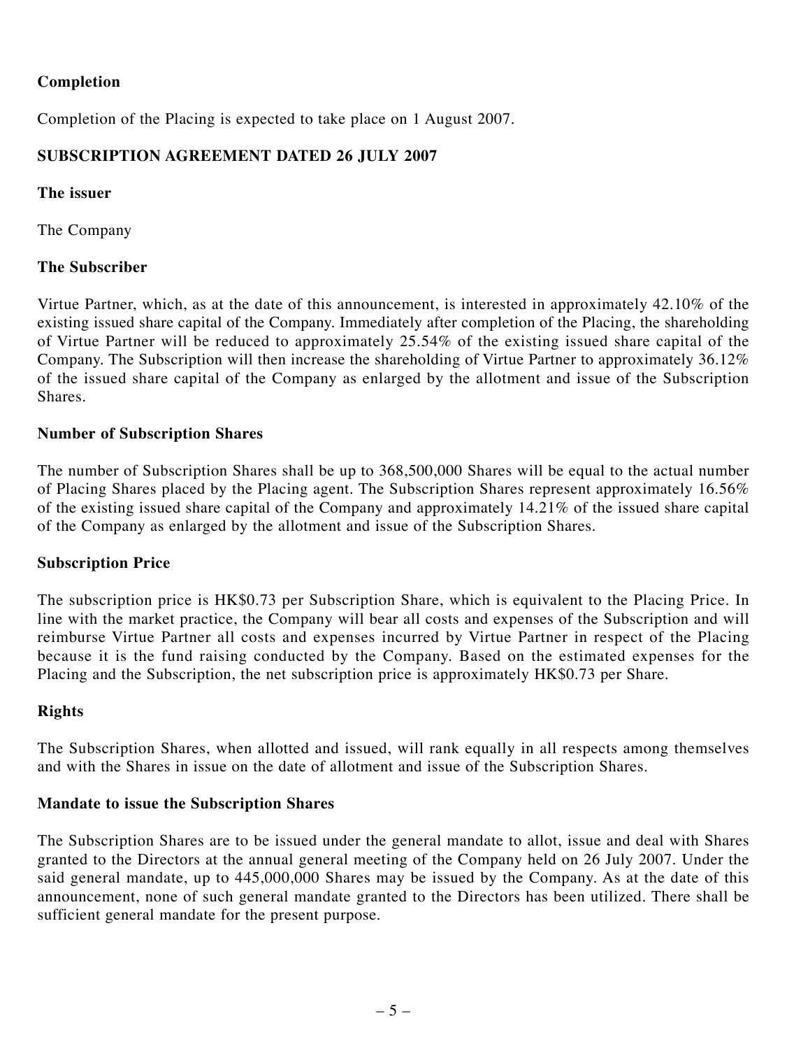**Completion**

Completion of the Placing is expected to take place on 1 August 2007.

**SUBSCRIPTION AGREEMENT DATED 26 JULY 2007**

**The issuer**

The Company

**The Subscriber**

Virtue Partner, which, as at the date of this announcement, is interested in approximately 42.10% of the existing issued share capital of the Company. Immediately after completion of the Placing, the shareholding of Virtue Partner will be reduced to approximately 25.54% of the existing issued share capital of the Company. The Subscription will then increase the shareholding of Virtue Partner to approximately 36.12% of the issued share capital of the Company as enlarged by the allotment and issue of the Subscription Shares.

**Number of Subscription Shares**

The number of Subscription Shares shall be up to 368,500,000 Shares will be equal to the actual number of Placing Shares placed by the Placing agent. The Subscription Shares represent approximately 16.56% of the existing issued share capital of the Company and approximately 14.21% of the issued share capital of the Company as enlarged by the allotment and issue of the Subscription Shares.

**Subscription Price**

The subscription price is HK$0.73 per Subscription Share, which is equivalent to the Placing Price. In line with the market practice, the Company will bear all costs and expenses of the Subscription and will reimburse Virtue Partner all costs and expenses incurred by Virtue Partner in respect of the Placing because it is the fund raising conducted by the Company. Based on the estimated expenses for the Placing and the Subscription, the net subscription price is approximately HK$0.73 per Share.

**Rights**

The Subscription Shares, when allotted and issued, will rank equally in all respects among themselves and with the Shares in issue on the date of allotment and issue of the Subscription Shares.

**Mandate to issue the Subscription Shares**

The Subscription Shares are to be issued under the general mandate to allot, issue and deal with Shares granted to the Directors at the annual general meeting of the Company held on 26 July 2007. Under the said general mandate, up to 445,000,000 Shares may be issued by the Company. As at the date of this announcement, none of such general mandate granted to the Directors has been utilized. There shall be sufficient general mandate for the present purpose.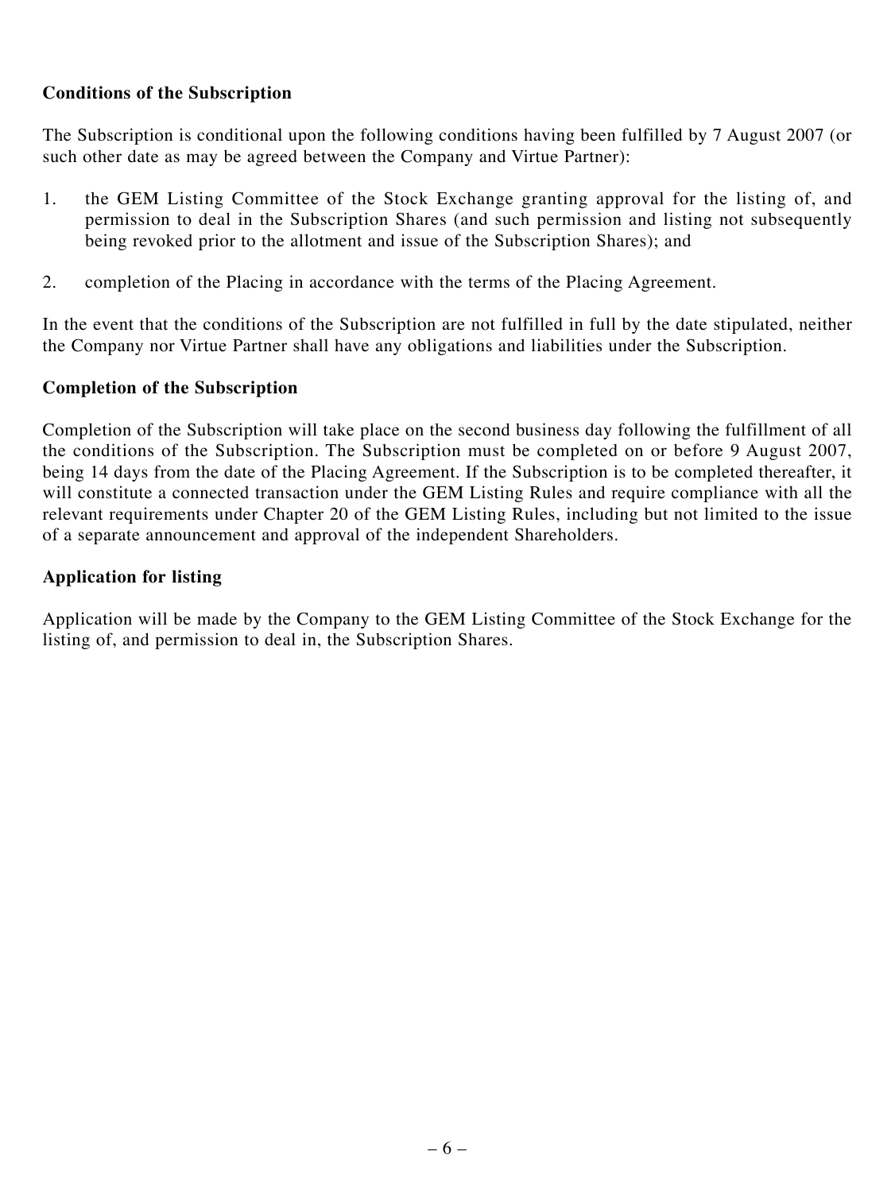**Conditions of the Subscription**

The Subscription is conditional upon the following conditions having been fulfilled by 7 August 2007 (or such other date as may be agreed between the Company and Virtue Partner):

1. the GEM Listing Committee of the Stock Exchange granting approval for the listing of, and permission to deal in the Subscription Shares (and such permission and listing not subsequently being revoked prior to the allotment and issue of the Subscription Shares); and

2. completion of the Placing in accordance with the terms of the Placing Agreement.

In the event that the conditions of the Subscription are not fulfilled in full by the date stipulated, neither the Company nor Virtue Partner shall have any obligations and liabilities under the Subscription.

**Completion of the Subscription**

Completion of the Subscription will take place on the second business day following the fulfillment of all the conditions of the Subscription. The Subscription must be completed on or before 9 August 2007, being 14 days from the date of the Placing Agreement. If the Subscription is to be completed thereafter, it will constitute a connected transaction under the GEM Listing Rules and require compliance with all the relevant requirements under Chapter 20 of the GEM Listing Rules, including but not limited to the issue of a separate announcement and approval of the independent Shareholders.

**Application for listing**

Application will be made by the Company to the GEM Listing Committee of the Stock Exchange for the listing of, and permission to deal in, the Subscription Shares.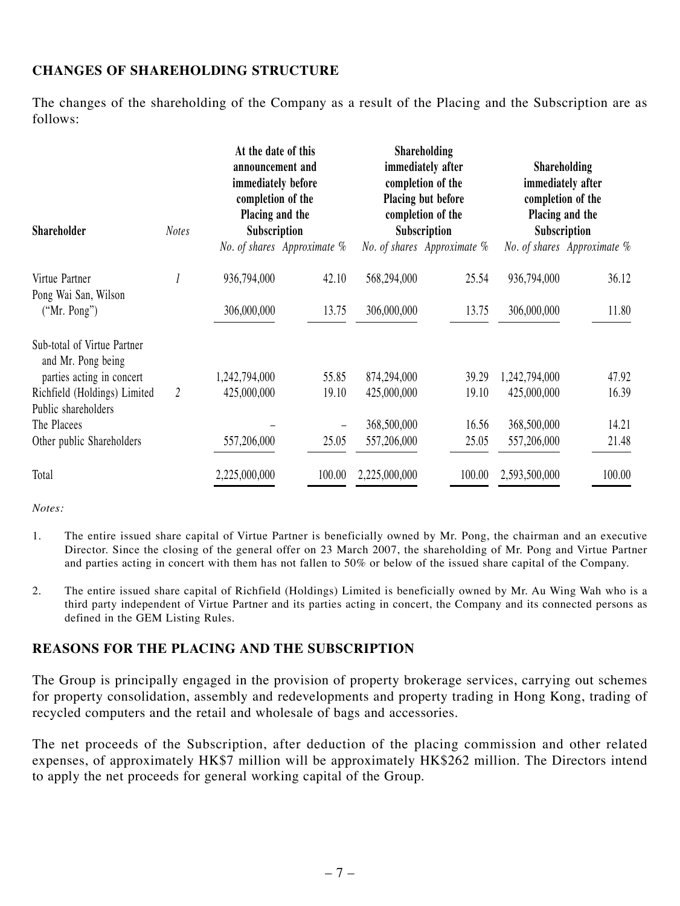## CHANGES OF SHAREHOLDING STRUCTURE

The changes of the shareholding of the Company as a result of the Placing and the Subscription are as follows:

| Shareholder | Notes | At the date of this announcement and immediately before completion of the Placing and the Subscription | | Shareholding immediately after completion of the Placing but before completion of the Subscription | | Shareholding immediately after completion of the Placing and the Subscription | |
|---|---|---|---|---|---|---|---|
| | | *No. of shares* | *Approximate %* | *No. of shares* | *Approximate %* | *No. of shares* | *Approximate %* |
| Virtue Partner | 1 | 936,794,000 | 42.10 | 568,294,000 | 25.54 | 936,794,000 | 36.12 |
| Pong Wai San, Wilson ("Mr. Pong") | | 306,000,000 | 13.75 | 306,000,000 | 13.75 | 306,000,000 | 11.80 |
| Sub-total of Virtue Partner and Mr. Pong being parties acting in concert | | 1,242,794,000 | 55.85 | 874,294,000 | 39.29 | 1,242,794,000 | 47.92 |
| Richfield (Holdings) Limited | 2 | 425,000,000 | 19.10 | 425,000,000 | 19.10 | 425,000,000 | 16.39 |
| Public shareholders | | | | | | | |
| The Placees | | – | – | 368,500,000 | 16.56 | 368,500,000 | 14.21 |
| Other public Shareholders | | 557,206,000 | 25.05 | 557,206,000 | 25.05 | 557,206,000 | 21.48 |
| Total | | 2,225,000,000 | 100.00 | 2,225,000,000 | 100.00 | 2,593,500,000 | 100.00 |

*Notes:*

1. The entire issued share capital of Virtue Partner is beneficially owned by Mr. Pong, the chairman and an executive Director. Since the closing of the general offer on 23 March 2007, the shareholding of Mr. Pong and Virtue Partner and parties acting in concert with them has not fallen to 50% or below of the issued share capital of the Company.

2. The entire issued share capital of Richfield (Holdings) Limited is beneficially owned by Mr. Au Wing Wah who is a third party independent of Virtue Partner and its parties acting in concert, the Company and its connected persons as defined in the GEM Listing Rules.

## REASONS FOR THE PLACING AND THE SUBSCRIPTION

The Group is principally engaged in the provision of property brokerage services, carrying out schemes for property consolidation, assembly and redevelopments and property trading in Hong Kong, trading of recycled computers and the retail and wholesale of bags and accessories.

The net proceeds of the Subscription, after deduction of the placing commission and other related expenses, of approximately HK$7 million will be approximately HK$262 million. The Directors intend to apply the net proceeds for general working capital of the Group.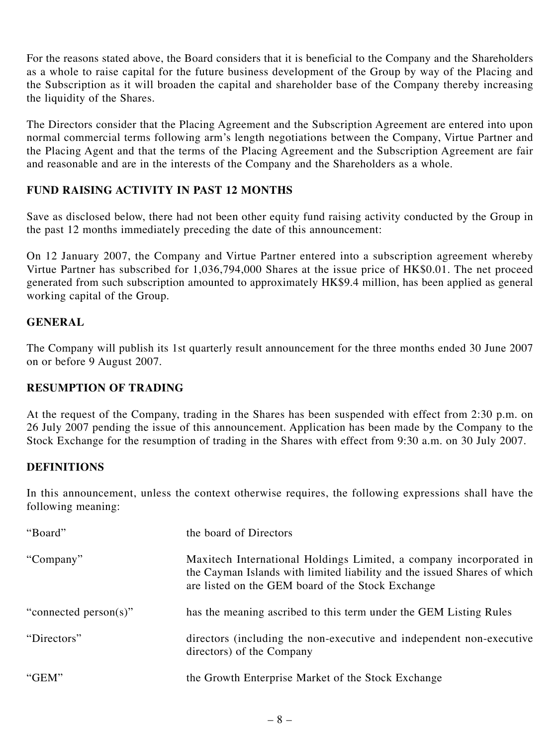For the reasons stated above, the Board considers that it is beneficial to the Company and the Shareholders as a whole to raise capital for the future business development of the Group by way of the Placing and the Subscription as it will broaden the capital and shareholder base of the Company thereby increasing the liquidity of the Shares.

The Directors consider that the Placing Agreement and the Subscription Agreement are entered into upon normal commercial terms following arm's length negotiations between the Company, Virtue Partner and the Placing Agent and that the terms of the Placing Agreement and the Subscription Agreement are fair and reasonable and are in the interests of the Company and the Shareholders as a whole.

## FUND RAISING ACTIVITY IN PAST 12 MONTHS

Save as disclosed below, there had not been other equity fund raising activity conducted by the Group in the past 12 months immediately preceding the date of this announcement:

On 12 January 2007, the Company and Virtue Partner entered into a subscription agreement whereby Virtue Partner has subscribed for 1,036,794,000 Shares at the issue price of HK$0.01. The net proceed generated from such subscription amounted to approximately HK$9.4 million, has been applied as general working capital of the Group.

## GENERAL

The Company will publish its 1st quarterly result announcement for the three months ended 30 June 2007 on or before 9 August 2007.

## RESUMPTION OF TRADING

At the request of the Company, trading in the Shares has been suspended with effect from 2:30 p.m. on 26 July 2007 pending the issue of this announcement. Application has been made by the Company to the Stock Exchange for the resumption of trading in the Shares with effect from 9:30 a.m. on 30 July 2007.

## DEFINITIONS

In this announcement, unless the context otherwise requires, the following expressions shall have the following meaning:

| | |
|---|---|
| "Board" | the board of Directors |
| "Company" | Maxitech International Holdings Limited, a company incorporated in the Cayman Islands with limited liability and the issued Shares of which are listed on the GEM board of the Stock Exchange |
| "connected person(s)" | has the meaning ascribed to this term under the GEM Listing Rules |
| "Directors" | directors (including the non-executive and independent non-executive directors) of the Company |
| "GEM" | the Growth Enterprise Market of the Stock Exchange |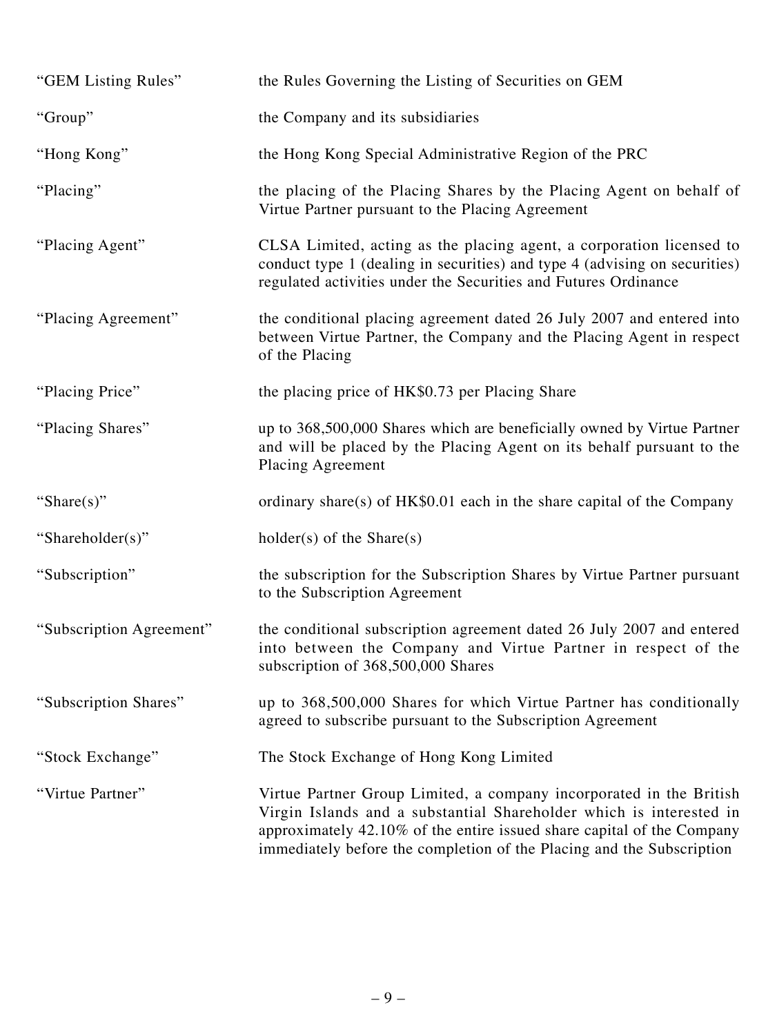| | |
|---|---|
| "GEM Listing Rules" | the Rules Governing the Listing of Securities on GEM |
| "Group" | the Company and its subsidiaries |
| "Hong Kong" | the Hong Kong Special Administrative Region of the PRC |
| "Placing" | the placing of the Placing Shares by the Placing Agent on behalf of Virtue Partner pursuant to the Placing Agreement |
| "Placing Agent" | CLSA Limited, acting as the placing agent, a corporation licensed to conduct type 1 (dealing in securities) and type 4 (advising on securities) regulated activities under the Securities and Futures Ordinance |
| "Placing Agreement" | the conditional placing agreement dated 26 July 2007 and entered into between Virtue Partner, the Company and the Placing Agent in respect of the Placing |
| "Placing Price" | the placing price of HK$0.73 per Placing Share |
| "Placing Shares" | up to 368,500,000 Shares which are beneficially owned by Virtue Partner and will be placed by the Placing Agent on its behalf pursuant to the Placing Agreement |
| "Share(s)" | ordinary share(s) of HK$0.01 each in the share capital of the Company |
| "Shareholder(s)" | holder(s) of the Share(s) |
| "Subscription" | the subscription for the Subscription Shares by Virtue Partner pursuant to the Subscription Agreement |
| "Subscription Agreement" | the conditional subscription agreement dated 26 July 2007 and entered into between the Company and Virtue Partner in respect of the subscription of 368,500,000 Shares |
| "Subscription Shares" | up to 368,500,000 Shares for which Virtue Partner has conditionally agreed to subscribe pursuant to the Subscription Agreement |
| "Stock Exchange" | The Stock Exchange of Hong Kong Limited |
| "Virtue Partner" | Virtue Partner Group Limited, a company incorporated in the British Virgin Islands and a substantial Shareholder which is interested in approximately 42.10% of the entire issued share capital of the Company immediately before the completion of the Placing and the Subscription |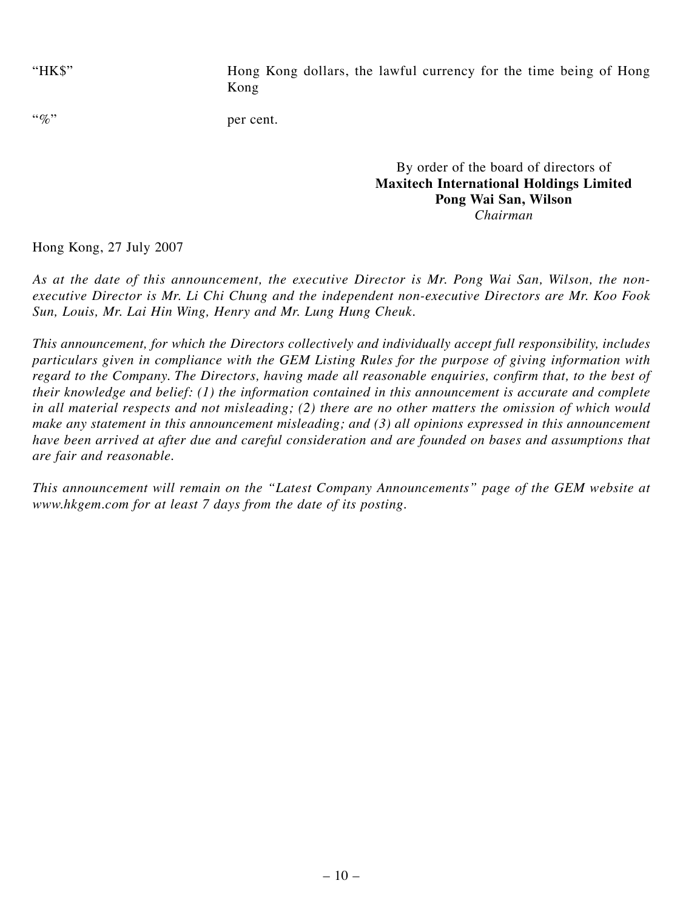| | |
|---|---|
| "HK$" | Hong Kong dollars, the lawful currency for the time being of Hong Kong |
| "%" | per cent. |

By order of the board of directors of
**Maxitech International Holdings Limited**
**Pong Wai San, Wilson**
*Chairman*

Hong Kong, 27 July 2007

*As at the date of this announcement, the executive Director is Mr. Pong Wai San, Wilson, the non-executive Director is Mr. Li Chi Chung and the independent non-executive Directors are Mr. Koo Fook Sun, Louis, Mr. Lai Hin Wing, Henry and Mr. Lung Hung Cheuk.*

*This announcement, for which the Directors collectively and individually accept full responsibility, includes particulars given in compliance with the GEM Listing Rules for the purpose of giving information with regard to the Company. The Directors, having made all reasonable enquiries, confirm that, to the best of their knowledge and belief: (1) the information contained in this announcement is accurate and complete in all material respects and not misleading; (2) there are no other matters the omission of which would make any statement in this announcement misleading; and (3) all opinions expressed in this announcement have been arrived at after due and careful consideration and are founded on bases and assumptions that are fair and reasonable.*

*This announcement will remain on the "Latest Company Announcements" page of the GEM website at www.hkgem.com for at least 7 days from the date of its posting.*